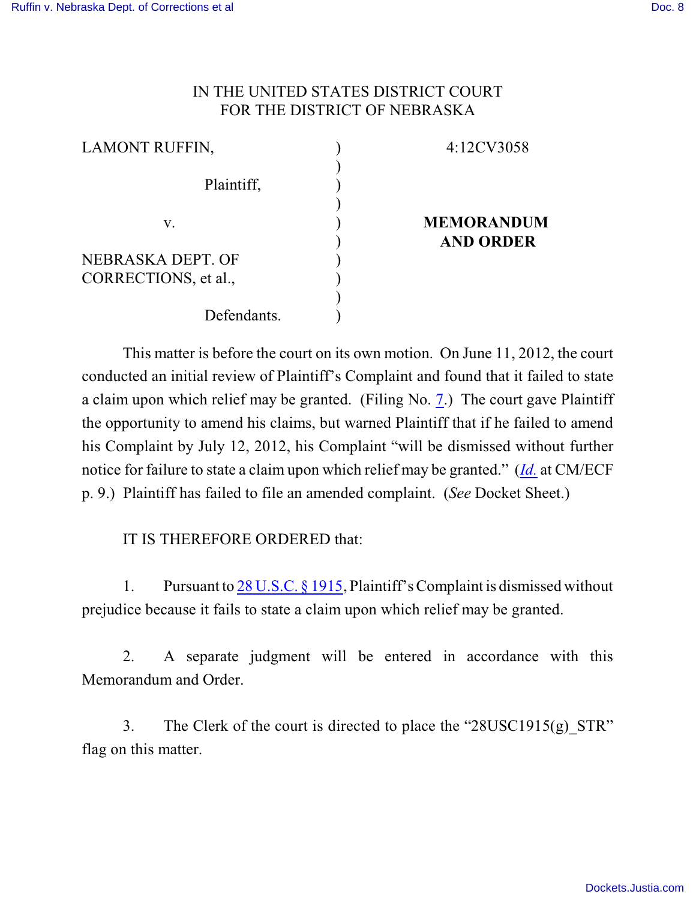IN THE UNITED STATES DISTRICT COURT
FOR THE DISTRICT OF NEBRASKA

| | | |
|---|---|---|
| LAMONT RUFFIN, | ) | 4:12CV3058 |
| | ) | |
| Plaintiff, | ) | |
| | ) | |
| v. | ) | **MEMORANDUM AND ORDER** |
| | ) | |
| NEBRASKA DEPT. OF CORRECTIONS, et al., | ) | |
| | ) | |
| Defendants. | ) | |

This matter is before the court on its own motion. On June 11, 2012, the court conducted an initial review of Plaintiff's Complaint and found that it failed to state a claim upon which relief may be granted. (Filing No. 7.) The court gave Plaintiff the opportunity to amend his claims, but warned Plaintiff that if he failed to amend his Complaint by July 12, 2012, his Complaint "will be dismissed without further notice for failure to state a claim upon which relief may be granted." (*Id.* at CM/ECF p. 9.) Plaintiff has failed to file an amended complaint. (*See* Docket Sheet.)

IT IS THEREFORE ORDERED that:

1. Pursuant to 28 U.S.C. § 1915, Plaintiff's Complaint is dismissed without prejudice because it fails to state a claim upon which relief may be granted.

2. A separate judgment will be entered in accordance with this Memorandum and Order.

3. The Clerk of the court is directed to place the "28USC1915(g)_STR" flag on this matter.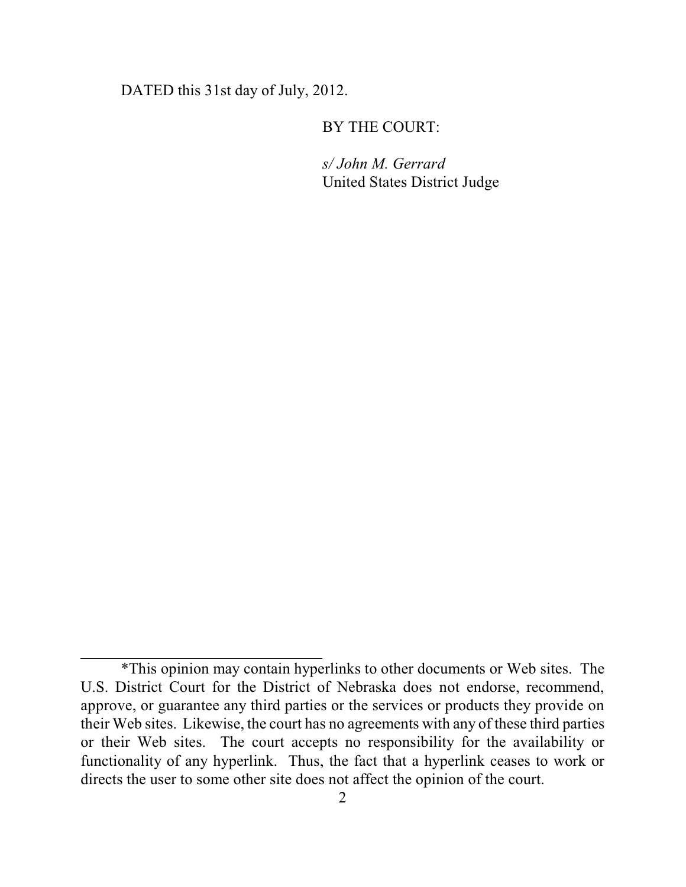DATED this 31st day of July, 2012.

BY THE COURT:

*s/ John M. Gerrard*
United States District Judge

---

*This opinion may contain hyperlinks to other documents or Web sites. The U.S. District Court for the District of Nebraska does not endorse, recommend, approve, or guarantee any third parties or the services or products they provide on their Web sites. Likewise, the court has no agreements with any of these third parties or their Web sites. The court accepts no responsibility for the availability or functionality of any hyperlink. Thus, the fact that a hyperlink ceases to work or directs the user to some other site does not affect the opinion of the court.